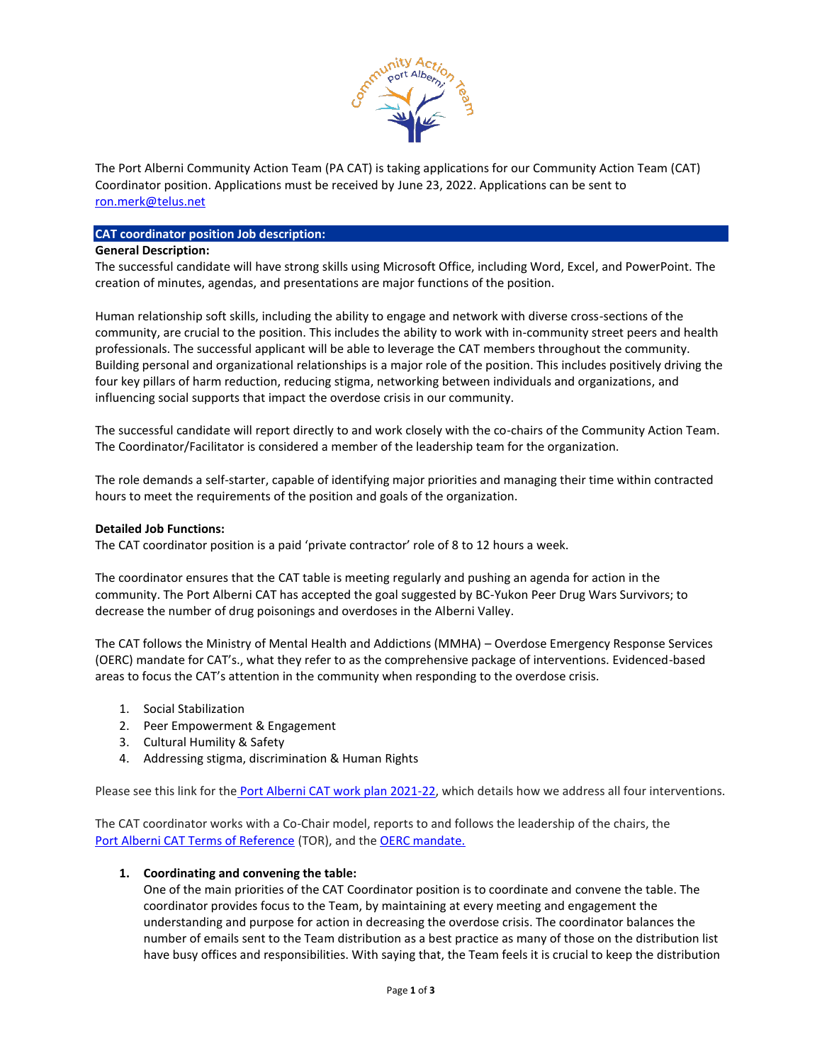The Port Alberni Community Action Team (PA CAT) is taking applications for our Community Action Team (CAT) Coordinator position. Applications must be received by June 23, 2022. Applications can be sent to ron.merk@telus.net

## CAT coordinator position Job description:

**General Description:**

The successful candidate will have strong skills using Microsoft Office, including Word, Excel, and PowerPoint. The creation of minutes, agendas, and presentations are major functions of the position.

Human relationship soft skills, including the ability to engage and network with diverse cross-sections of the community, are crucial to the position. This includes the ability to work with in-community street peers and health professionals. The successful applicant will be able to leverage the CAT members throughout the community. Building personal and organizational relationships is a major role of the position. This includes positively driving the four key pillars of harm reduction, reducing stigma, networking between individuals and organizations, and influencing social supports that impact the overdose crisis in our community.

The successful candidate will report directly to and work closely with the co-chairs of the Community Action Team. The Coordinator/Facilitator is considered a member of the leadership team for the organization.

The role demands a self-starter, capable of identifying major priorities and managing their time within contracted hours to meet the requirements of the position and goals of the organization.

**Detailed Job Functions:**

The CAT coordinator position is a paid 'private contractor' role of 8 to 12 hours a week.

The coordinator ensures that the CAT table is meeting regularly and pushing an agenda for action in the community. The Port Alberni CAT has accepted the goal suggested by BC-Yukon Peer Drug Wars Survivors; to decrease the number of drug poisonings and overdoses in the Alberni Valley.

The CAT follows the Ministry of Mental Health and Addictions (MMHA) – Overdose Emergency Response Services (OERC) mandate for CAT's., what they refer to as the comprehensive package of interventions. Evidenced-based areas to focus the CAT's attention in the community when responding to the overdose crisis.

1. Social Stabilization
2. Peer Empowerment & Engagement
3. Cultural Humility & Safety
4. Addressing stigma, discrimination & Human Rights

Please see this link for the Port Alberni CAT work plan 2021-22, which details how we address all four interventions.

The CAT coordinator works with a Co-Chair model, reports to and follows the leadership of the chairs, the Port Alberni CAT Terms of Reference (TOR), and the OERC mandate.

1. **Coordinating and convening the table:**
   One of the main priorities of the CAT Coordinator position is to coordinate and convene the table. The coordinator provides focus to the Team, by maintaining at every meeting and engagement the understanding and purpose for action in decreasing the overdose crisis. The coordinator balances the number of emails sent to the Team distribution as a best practice as many of those on the distribution list have busy offices and responsibilities. With saying that, the Team feels it is crucial to keep the distribution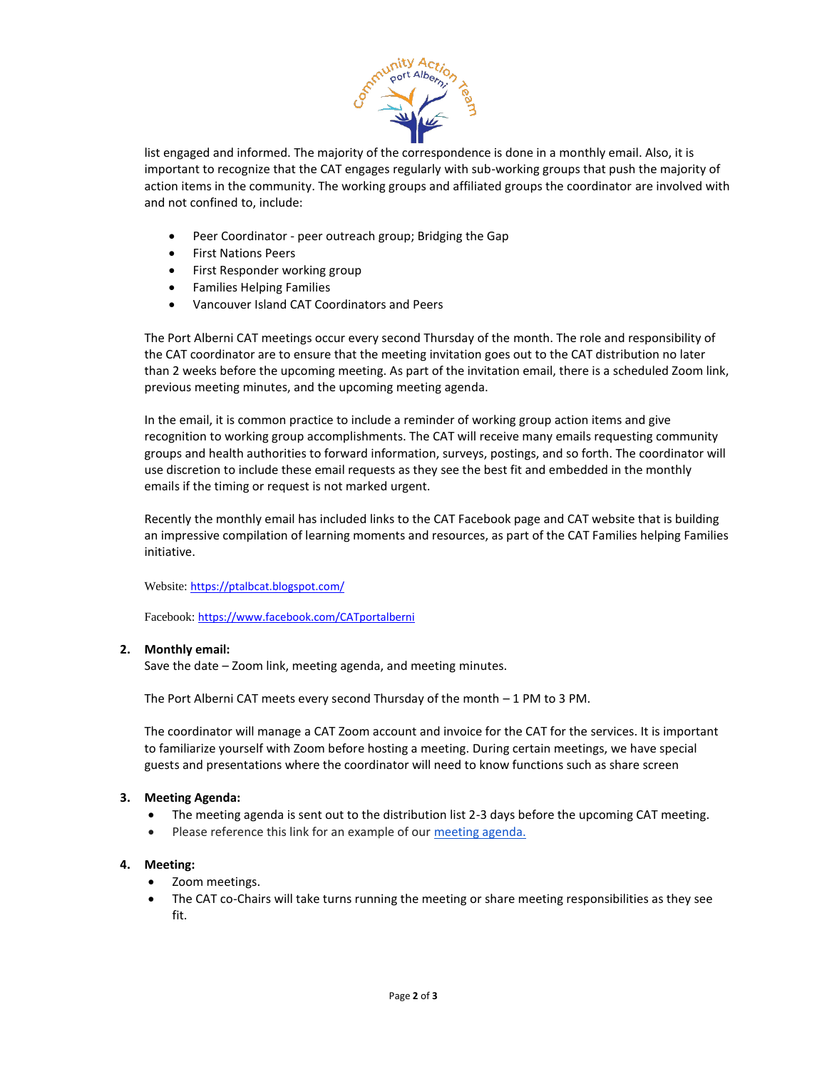list engaged and informed. The majority of the correspondence is done in a monthly email. Also, it is important to recognize that the CAT engages regularly with sub-working groups that push the majority of action items in the community. The working groups and affiliated groups the coordinator are involved with and not confined to, include:

- Peer Coordinator - peer outreach group; Bridging the Gap
- First Nations Peers
- First Responder working group
- Families Helping Families
- Vancouver Island CAT Coordinators and Peers

The Port Alberni CAT meetings occur every second Thursday of the month. The role and responsibility of the CAT coordinator are to ensure that the meeting invitation goes out to the CAT distribution no later than 2 weeks before the upcoming meeting. As part of the invitation email, there is a scheduled Zoom link, previous meeting minutes, and the upcoming meeting agenda.

In the email, it is common practice to include a reminder of working group action items and give recognition to working group accomplishments. The CAT will receive many emails requesting community groups and health authorities to forward information, surveys, postings, and so forth. The coordinator will use discretion to include these email requests as they see the best fit and embedded in the monthly emails if the timing or request is not marked urgent.

Recently the monthly email has included links to the CAT Facebook page and CAT website that is building an impressive compilation of learning moments and resources, as part of the CAT Families helping Families initiative.

Website: https://ptalbcat.blogspot.com/

Facebook: https://www.facebook.com/CATportalberni

2. **Monthly email:**
   Save the date – Zoom link, meeting agenda, and meeting minutes.

   The Port Alberni CAT meets every second Thursday of the month – 1 PM to 3 PM.

   The coordinator will manage a CAT Zoom account and invoice for the CAT for the services. It is important to familiarize yourself with Zoom before hosting a meeting. During certain meetings, we have special guests and presentations where the coordinator will need to know functions such as share screen

3. **Meeting Agenda:**
   - The meeting agenda is sent out to the distribution list 2-3 days before the upcoming CAT meeting.
   - Please reference this link for an example of our meeting agenda.

4. **Meeting:**
   - Zoom meetings.
   - The CAT co-Chairs will take turns running the meeting or share meeting responsibilities as they see fit.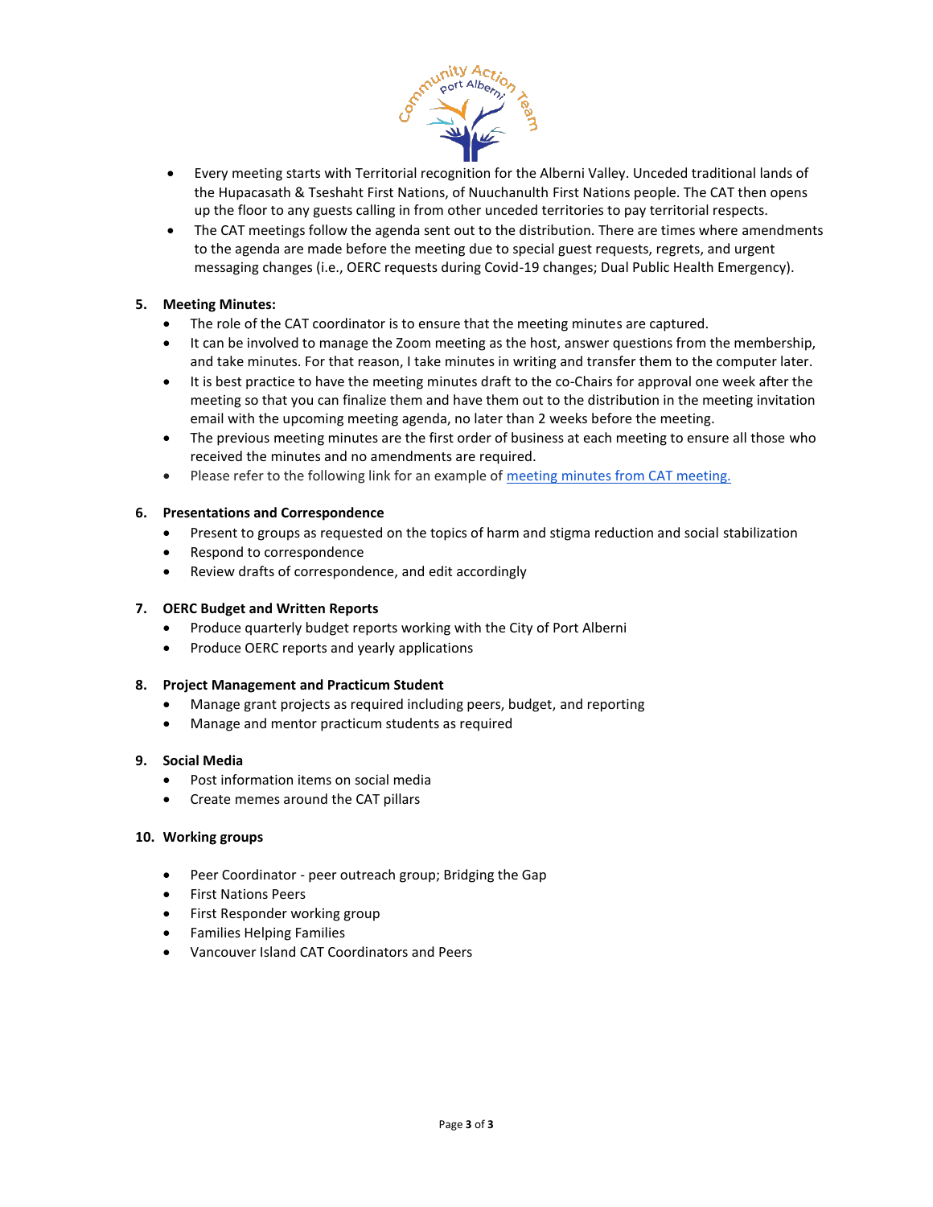- Every meeting starts with Territorial recognition for the Alberni Valley. Unceded traditional lands of the Hupacasath & Tseshaht First Nations, of Nuuchanulth First Nations people. The CAT then opens up the floor to any guests calling in from other unceded territories to pay territorial respects.
- The CAT meetings follow the agenda sent out to the distribution. There are times where amendments to the agenda are made before the meeting due to special guest requests, regrets, and urgent messaging changes (i.e., OERC requests during Covid-19 changes; Dual Public Health Emergency).

5. **Meeting Minutes:**
   - The role of the CAT coordinator is to ensure that the meeting minutes are captured.
   - It can be involved to manage the Zoom meeting as the host, answer questions from the membership, and take minutes. For that reason, I take minutes in writing and transfer them to the computer later.
   - It is best practice to have the meeting minutes draft to the co-Chairs for approval one week after the meeting so that you can finalize them and have them out to the distribution in the meeting invitation email with the upcoming meeting agenda, no later than 2 weeks before the meeting.
   - The previous meeting minutes are the first order of business at each meeting to ensure all those who received the minutes and no amendments are required.
   - Please refer to the following link for an example of meeting minutes from CAT meeting.

6. **Presentations and Correspondence**
   - Present to groups as requested on the topics of harm and stigma reduction and social stabilization
   - Respond to correspondence
   - Review drafts of correspondence, and edit accordingly

7. **OERC Budget and Written Reports**
   - Produce quarterly budget reports working with the City of Port Alberni
   - Produce OERC reports and yearly applications

8. **Project Management and Practicum Student**
   - Manage grant projects as required including peers, budget, and reporting
   - Manage and mentor practicum students as required

9. **Social Media**
   - Post information items on social media
   - Create memes around the CAT pillars

10. **Working groups**
    - Peer Coordinator - peer outreach group; Bridging the Gap
    - First Nations Peers
    - First Responder working group
    - Families Helping Families
    - Vancouver Island CAT Coordinators and Peers